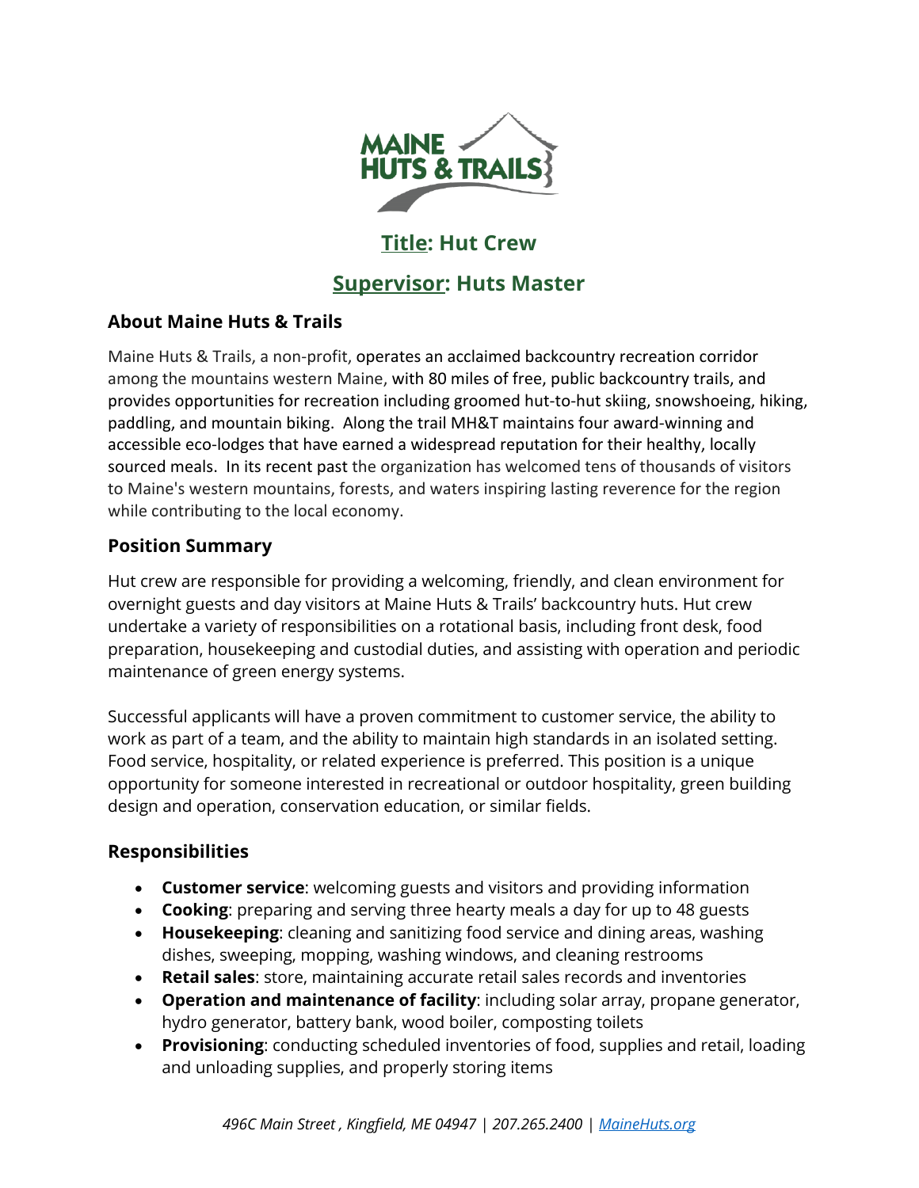MAINE HUTS & TRAILS

## Title: Hut Crew

## Supervisor: Huts Master

### About Maine Huts & Trails

Maine Huts & Trails, a non-profit, operates an acclaimed backcountry recreation corridor among the mountains western Maine, with 80 miles of free, public backcountry trails, and provides opportunities for recreation including groomed hut-to-hut skiing, snowshoeing, hiking, paddling, and mountain biking. Along the trail MH&T maintains four award-winning and accessible eco-lodges that have earned a widespread reputation for their healthy, locally sourced meals. In its recent past the organization has welcomed tens of thousands of visitors to Maine's western mountains, forests, and waters inspiring lasting reverence for the region while contributing to the local economy.

### Position Summary

Hut crew are responsible for providing a welcoming, friendly, and clean environment for overnight guests and day visitors at Maine Huts & Trails' backcountry huts. Hut crew undertake a variety of responsibilities on a rotational basis, including front desk, food preparation, housekeeping and custodial duties, and assisting with operation and periodic maintenance of green energy systems.

Successful applicants will have a proven commitment to customer service, the ability to work as part of a team, and the ability to maintain high standards in an isolated setting. Food service, hospitality, or related experience is preferred. This position is a unique opportunity for someone interested in recreational or outdoor hospitality, green building design and operation, conservation education, or similar fields.

### Responsibilities

- **Customer service**: welcoming guests and visitors and providing information
- **Cooking**: preparing and serving three hearty meals a day for up to 48 guests
- **Housekeeping**: cleaning and sanitizing food service and dining areas, washing dishes, sweeping, mopping, washing windows, and cleaning restrooms
- **Retail sales**: store, maintaining accurate retail sales records and inventories
- **Operation and maintenance of facility**: including solar array, propane generator, hydro generator, battery bank, wood boiler, composting toilets
- **Provisioning**: conducting scheduled inventories of food, supplies and retail, loading and unloading supplies, and properly storing items

*496C Main Street , Kingfield, ME 04947 | 207.265.2400 | MaineHuts.org*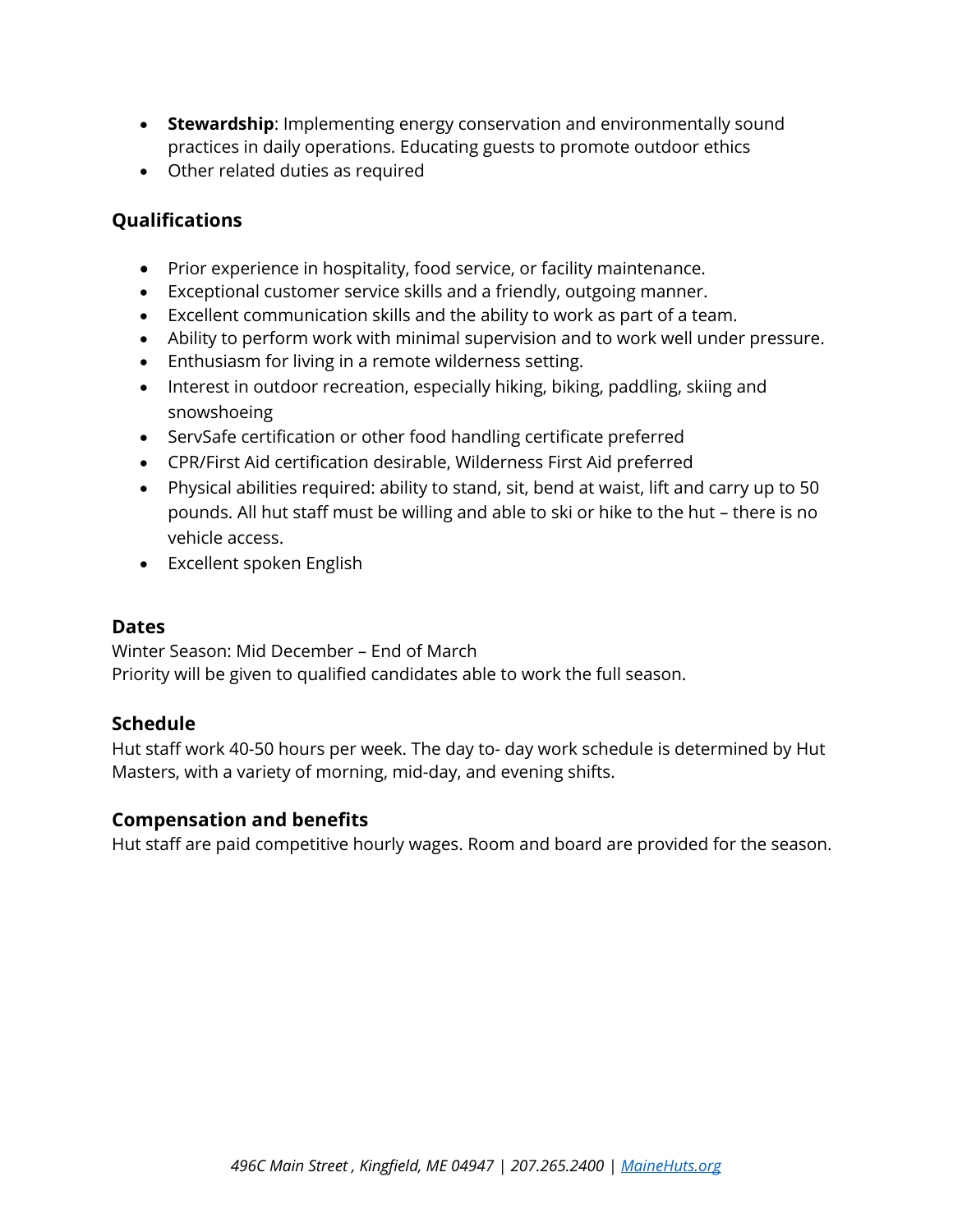- **Stewardship**: Implementing energy conservation and environmentally sound practices in daily operations. Educating guests to promote outdoor ethics
- Other related duties as required

### Qualifications

- Prior experience in hospitality, food service, or facility maintenance.
- Exceptional customer service skills and a friendly, outgoing manner.
- Excellent communication skills and the ability to work as part of a team.
- Ability to perform work with minimal supervision and to work well under pressure.
- Enthusiasm for living in a remote wilderness setting.
- Interest in outdoor recreation, especially hiking, biking, paddling, skiing and snowshoeing
- ServSafe certification or other food handling certificate preferred
- CPR/First Aid certification desirable, Wilderness First Aid preferred
- Physical abilities required: ability to stand, sit, bend at waist, lift and carry up to 50 pounds. All hut staff must be willing and able to ski or hike to the hut – there is no vehicle access.
- Excellent spoken English

### Dates

Winter Season: Mid December – End of March
Priority will be given to qualified candidates able to work the full season.

### Schedule

Hut staff work 40-50 hours per week. The day to- day work schedule is determined by Hut Masters, with a variety of morning, mid-day, and evening shifts.

### Compensation and benefits

Hut staff are paid competitive hourly wages. Room and board are provided for the season.